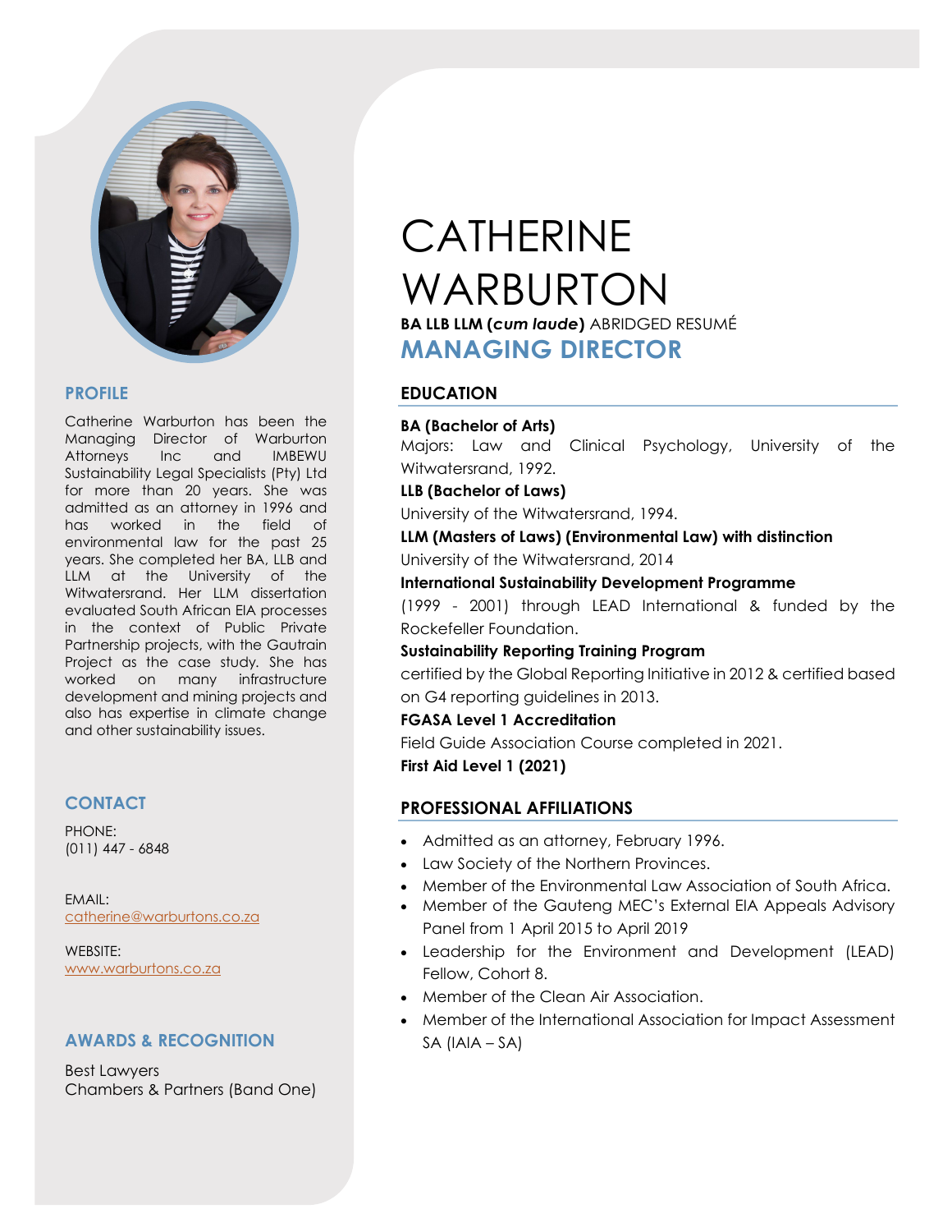# CATHERINE WARBURTON

**BA LLB LLM (*cum laude*)** ABRIDGED RESUMÉ

## MANAGING DIRECTOR

## PROFILE

Catherine Warburton has been the Managing Director of Warburton Attorneys Inc and IMBEWU Sustainability Legal Specialists (Pty) Ltd for more than 20 years. She was admitted as an attorney in 1996 and has worked in the field of environmental law for the past 25 years. She completed her BA, LLB and LLM at the University of the Witwatersrand. Her LLM dissertation evaluated South African EIA processes in the context of Public Private Partnership projects, with the Gautrain Project as the case study. She has worked on many infrastructure development and mining projects and also has expertise in climate change and other sustainability issues.

## CONTACT

PHONE:
(011) 447 - 6848

EMAIL:
catherine@warburtons.co.za

WEBSITE:
www.warburtons.co.za

## AWARDS & RECOGNITION

Best Lawyers
Chambers & Partners (Band One)

## EDUCATION

**BA (Bachelor of Arts)**
Majors: Law and Clinical Psychology, University of the Witwatersrand, 1992.

**LLB (Bachelor of Laws)**
University of the Witwatersrand, 1994.

**LLM (Masters of Laws) (Environmental Law) with distinction**
University of the Witwatersrand, 2014

**International Sustainability Development Programme**
(1999 - 2001) through LEAD International & funded by the Rockefeller Foundation.

**Sustainability Reporting Training Program**
certified by the Global Reporting Initiative in 2012 & certified based on G4 reporting guidelines in 2013.

**FGASA Level 1 Accreditation**
Field Guide Association Course completed in 2021.

**First Aid Level 1 (2021)**

## PROFESSIONAL AFFILIATIONS

- Admitted as an attorney, February 1996.
- Law Society of the Northern Provinces.
- Member of the Environmental Law Association of South Africa.
- Member of the Gauteng MEC's External EIA Appeals Advisory Panel from 1 April 2015 to April 2019
- Leadership for the Environment and Development (LEAD) Fellow, Cohort 8.
- Member of the Clean Air Association.
- Member of the International Association for Impact Assessment SA (IAIA – SA)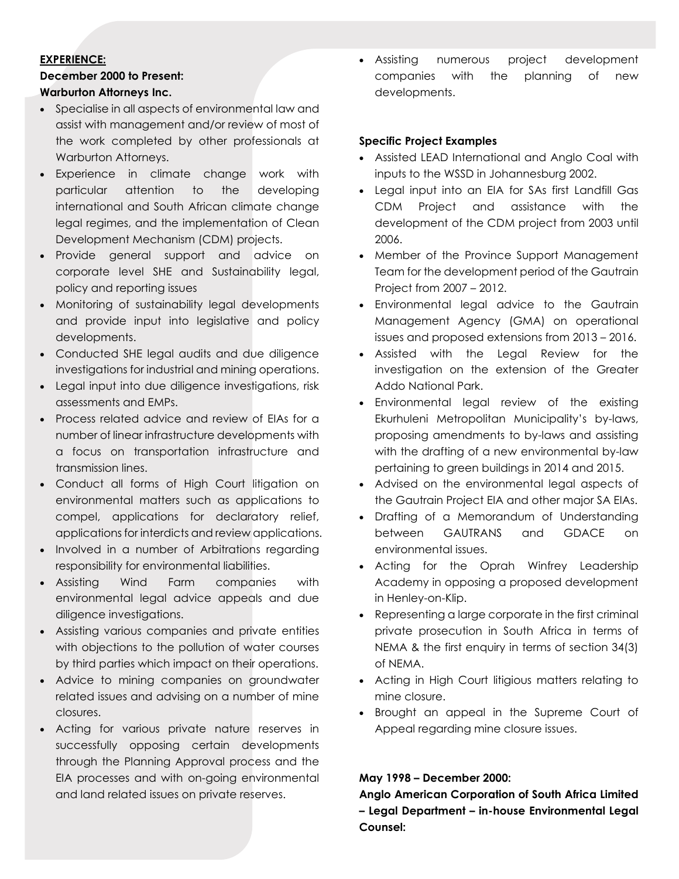**EXPERIENCE:**

**December 2000 to Present:**

**Warburton Attorneys Inc.**

- Specialise in all aspects of environmental law and assist with management and/or review of most of the work completed by other professionals at Warburton Attorneys.
- Experience in climate change work with particular attention to the developing international and South African climate change legal regimes, and the implementation of Clean Development Mechanism (CDM) projects.
- Provide general support and advice on corporate level SHE and Sustainability legal, policy and reporting issues
- Monitoring of sustainability legal developments and provide input into legislative and policy developments.
- Conducted SHE legal audits and due diligence investigations for industrial and mining operations.
- Legal input into due diligence investigations, risk assessments and EMPs.
- Process related advice and review of EIAs for a number of linear infrastructure developments with a focus on transportation infrastructure and transmission lines.
- Conduct all forms of High Court litigation on environmental matters such as applications to compel, applications for declaratory relief, applications for interdicts and review applications.
- Involved in a number of Arbitrations regarding responsibility for environmental liabilities.
- Assisting Wind Farm companies with environmental legal advice appeals and due diligence investigations.
- Assisting various companies and private entities with objections to the pollution of water courses by third parties which impact on their operations.
- Advice to mining companies on groundwater related issues and advising on a number of mine closures.
- Acting for various private nature reserves in successfully opposing certain developments through the Planning Approval process and the EIA processes and with on-going environmental and land related issues on private reserves.
- Assisting numerous project development companies with the planning of new developments.

**Specific Project Examples**

- Assisted LEAD International and Anglo Coal with inputs to the WSSD in Johannesburg 2002.
- Legal input into an EIA for SAs first Landfill Gas CDM Project and assistance with the development of the CDM project from 2003 until 2006.
- Member of the Province Support Management Team for the development period of the Gautrain Project from 2007 – 2012.
- Environmental legal advice to the Gautrain Management Agency (GMA) on operational issues and proposed extensions from 2013 – 2016.
- Assisted with the Legal Review for the investigation on the extension of the Greater Addo National Park.
- Environmental legal review of the existing Ekurhuleni Metropolitan Municipality's by-laws, proposing amendments to by-laws and assisting with the drafting of a new environmental by-law pertaining to green buildings in 2014 and 2015.
- Advised on the environmental legal aspects of the Gautrain Project EIA and other major SA EIAs.
- Drafting of a Memorandum of Understanding between GAUTRANS and GDACE on environmental issues.
- Acting for the Oprah Winfrey Leadership Academy in opposing a proposed development in Henley-on-Klip.
- Representing a large corporate in the first criminal private prosecution in South Africa in terms of NEMA & the first enquiry in terms of section 34(3) of NEMA.
- Acting in High Court litigious matters relating to mine closure.
- Brought an appeal in the Supreme Court of Appeal regarding mine closure issues.

**May 1998 – December 2000:**

**Anglo American Corporation of South Africa Limited – Legal Department – in-house Environmental Legal Counsel:**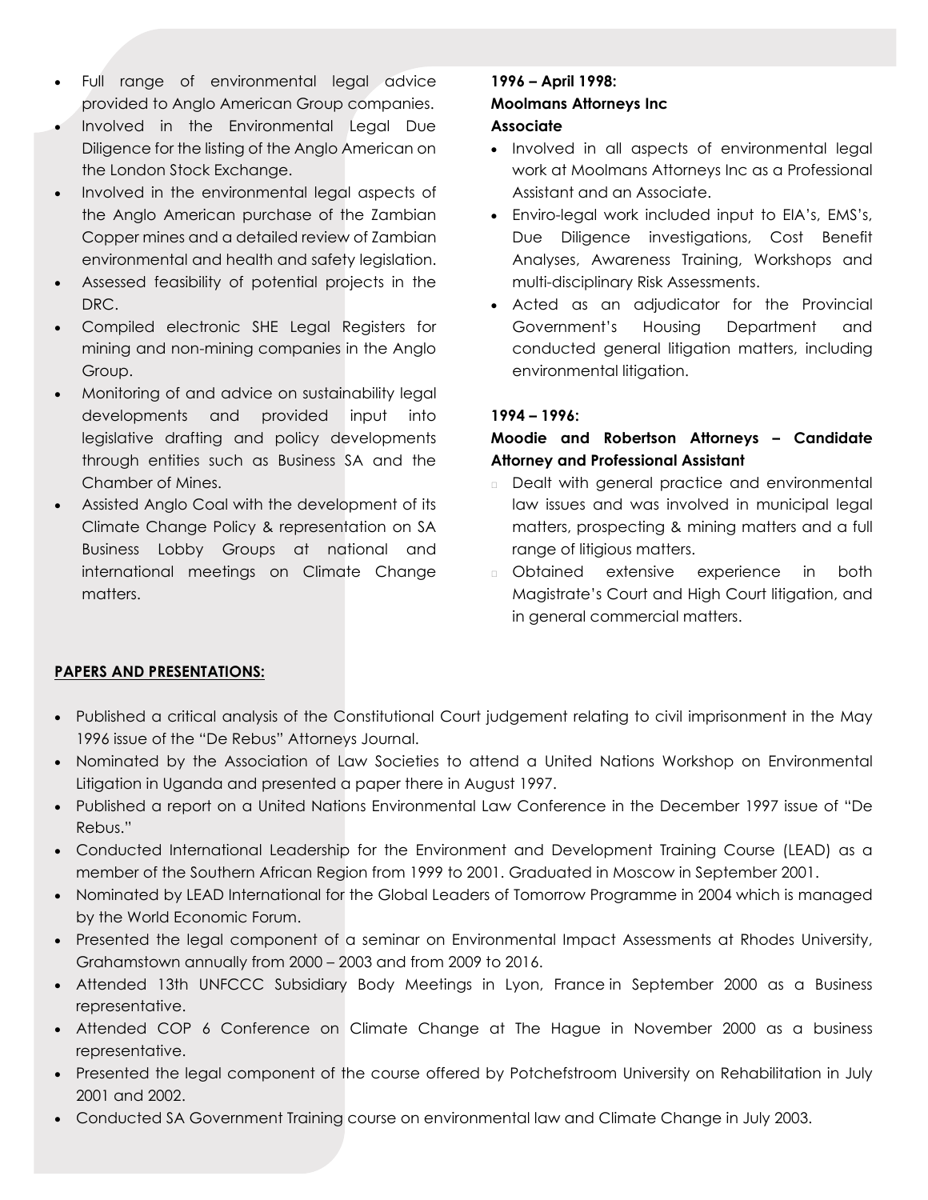- Full range of environmental legal advice provided to Anglo American Group companies.
- Involved in the Environmental Legal Due Diligence for the listing of the Anglo American on the London Stock Exchange.
- Involved in the environmental legal aspects of the Anglo American purchase of the Zambian Copper mines and a detailed review of Zambian environmental and health and safety legislation.
- Assessed feasibility of potential projects in the DRC.
- Compiled electronic SHE Legal Registers for mining and non-mining companies in the Anglo Group.
- Monitoring of and advice on sustainability legal developments and provided input into legislative drafting and policy developments through entities such as Business SA and the Chamber of Mines.
- Assisted Anglo Coal with the development of its Climate Change Policy & representation on SA Business Lobby Groups at national and international meetings on Climate Change matters.

**1996 – April 1998:**
**Moolmans Attorneys Inc**
**Associate**

- Involved in all aspects of environmental legal work at Moolmans Attorneys Inc as a Professional Assistant and an Associate.
- Enviro-legal work included input to EIA's, EMS's, Due Diligence investigations, Cost Benefit Analyses, Awareness Training, Workshops and multi-disciplinary Risk Assessments.
- Acted as an adjudicator for the Provincial Government's Housing Department and conducted general litigation matters, including environmental litigation.

**1994 – 1996:**

**Moodie and Robertson Attorneys – Candidate Attorney and Professional Assistant**

- Dealt with general practice and environmental law issues and was involved in municipal legal matters, prospecting & mining matters and a full range of litigious matters.
- Obtained extensive experience in both Magistrate's Court and High Court litigation, and in general commercial matters.

**PAPERS AND PRESENTATIONS:**

- Published a critical analysis of the Constitutional Court judgement relating to civil imprisonment in the May 1996 issue of the "De Rebus" Attorneys Journal.
- Nominated by the Association of Law Societies to attend a United Nations Workshop on Environmental Litigation in Uganda and presented a paper there in August 1997.
- Published a report on a United Nations Environmental Law Conference in the December 1997 issue of "De Rebus."
- Conducted International Leadership for the Environment and Development Training Course (LEAD) as a member of the Southern African Region from 1999 to 2001. Graduated in Moscow in September 2001.
- Nominated by LEAD International for the Global Leaders of Tomorrow Programme in 2004 which is managed by the World Economic Forum.
- Presented the legal component of a seminar on Environmental Impact Assessments at Rhodes University, Grahamstown annually from 2000 – 2003 and from 2009 to 2016.
- Attended 13th UNFCCC Subsidiary Body Meetings in Lyon, France in September 2000 as a Business representative.
- Attended COP 6 Conference on Climate Change at The Hague in November 2000 as a business representative.
- Presented the legal component of the course offered by Potchefstroom University on Rehabilitation in July 2001 and 2002.
- Conducted SA Government Training course on environmental law and Climate Change in July 2003.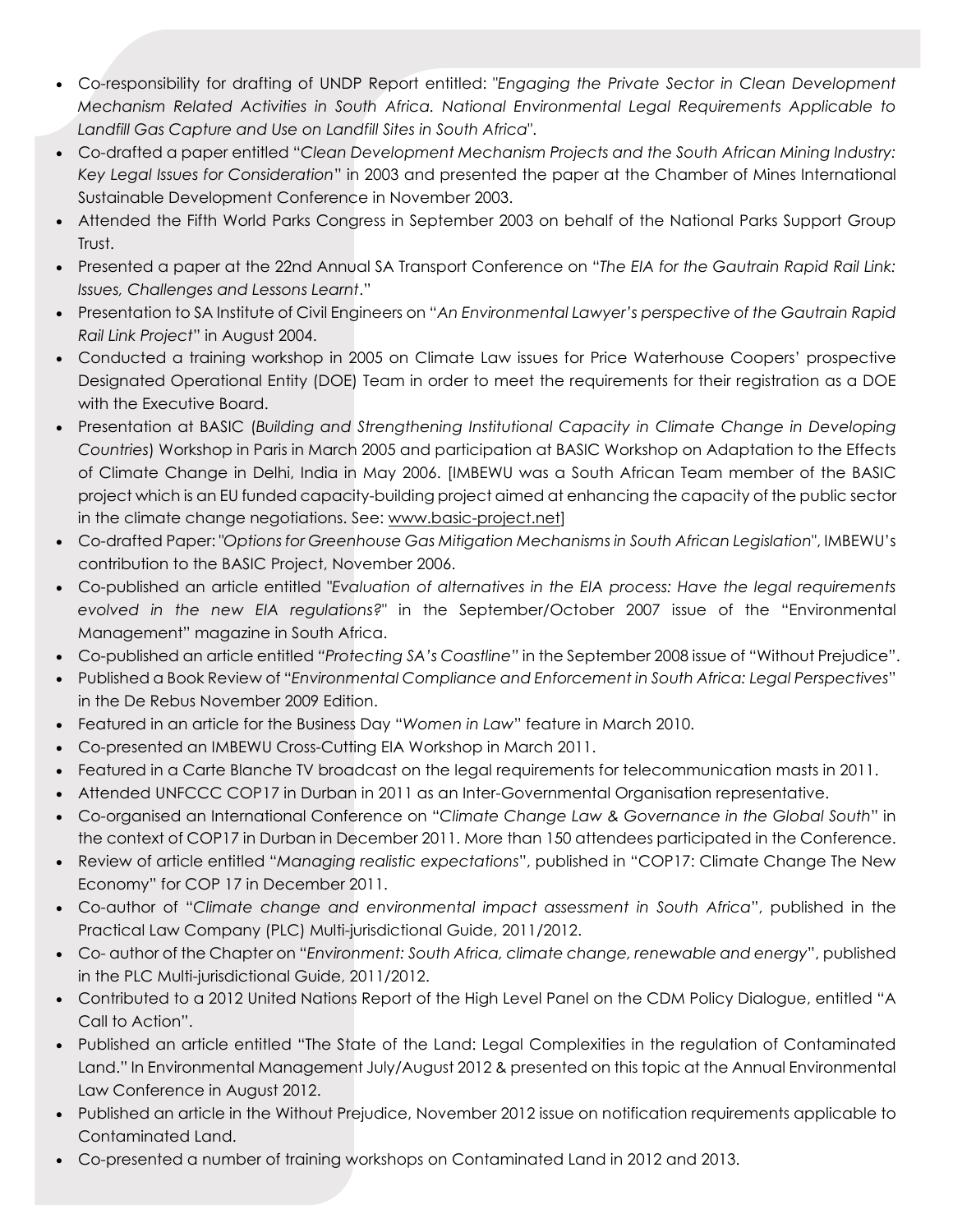- Co-responsibility for drafting of UNDP Report entitled: "*Engaging the Private Sector in Clean Development Mechanism Related Activities in South Africa. National Environmental Legal Requirements Applicable to Landfill Gas Capture and Use on Landfill Sites in South Africa*".
- Co-drafted a paper entitled "*Clean Development Mechanism Projects and the South African Mining Industry: Key Legal Issues for Consideration*" in 2003 and presented the paper at the Chamber of Mines International Sustainable Development Conference in November 2003.
- Attended the Fifth World Parks Congress in September 2003 on behalf of the National Parks Support Group Trust.
- Presented a paper at the 22nd Annual SA Transport Conference on "*The EIA for the Gautrain Rapid Rail Link: Issues, Challenges and Lessons Learnt*."
- Presentation to SA Institute of Civil Engineers on "*An Environmental Lawyer's perspective of the Gautrain Rapid Rail Link Project*" in August 2004.
- Conducted a training workshop in 2005 on Climate Law issues for Price Waterhouse Coopers' prospective Designated Operational Entity (DOE) Team in order to meet the requirements for their registration as a DOE with the Executive Board.
- Presentation at BASIC (*Building and Strengthening Institutional Capacity in Climate Change in Developing Countries*) Workshop in Paris in March 2005 and participation at BASIC Workshop on Adaptation to the Effects of Climate Change in Delhi, India in May 2006. [IMBEWU was a South African Team member of the BASIC project which is an EU funded capacity-building project aimed at enhancing the capacity of the public sector in the climate change negotiations. See: www.basic-project.net]
- Co-drafted Paper: "*Options for Greenhouse Gas Mitigation Mechanisms in South African Legislation*", IMBEWU's contribution to the BASIC Project, November 2006.
- Co-published an article entitled "*Evaluation of alternatives in the EIA process: Have the legal requirements evolved in the new EIA regulations?*" in the September/October 2007 issue of the "Environmental Management" magazine in South Africa.
- Co-published an article entitled *"Protecting SA's Coastline"* in the September 2008 issue of "Without Prejudice".
- Published a Book Review of "*Environmental Compliance and Enforcement in South Africa: Legal Perspectives*" in the De Rebus November 2009 Edition.
- Featured in an article for the Business Day "*Women in Law*" feature in March 2010.
- Co-presented an IMBEWU Cross-Cutting EIA Workshop in March 2011.
- Featured in a Carte Blanche TV broadcast on the legal requirements for telecommunication masts in 2011.
- Attended UNFCCC COP17 in Durban in 2011 as an Inter-Governmental Organisation representative.
- Co-organised an International Conference on "*Climate Change Law & Governance in the Global South*" in the context of COP17 in Durban in December 2011. More than 150 attendees participated in the Conference.
- Review of article entitled "*Managing realistic expectations*", published in "COP17: Climate Change The New Economy" for COP 17 in December 2011.
- Co-author of "*Climate change and environmental impact assessment in South Africa*", published in the Practical Law Company (PLC) Multi-jurisdictional Guide, 2011/2012.
- Co- author of the Chapter on "*Environment: South Africa, climate change, renewable and energy*", published in the PLC Multi-jurisdictional Guide, 2011/2012.
- Contributed to a 2012 United Nations Report of the High Level Panel on the CDM Policy Dialogue, entitled "A Call to Action".
- Published an article entitled "The State of the Land: Legal Complexities in the regulation of Contaminated Land." In Environmental Management July/August 2012 & presented on this topic at the Annual Environmental Law Conference in August 2012.
- Published an article in the Without Prejudice, November 2012 issue on notification requirements applicable to Contaminated Land.
- Co-presented a number of training workshops on Contaminated Land in 2012 and 2013.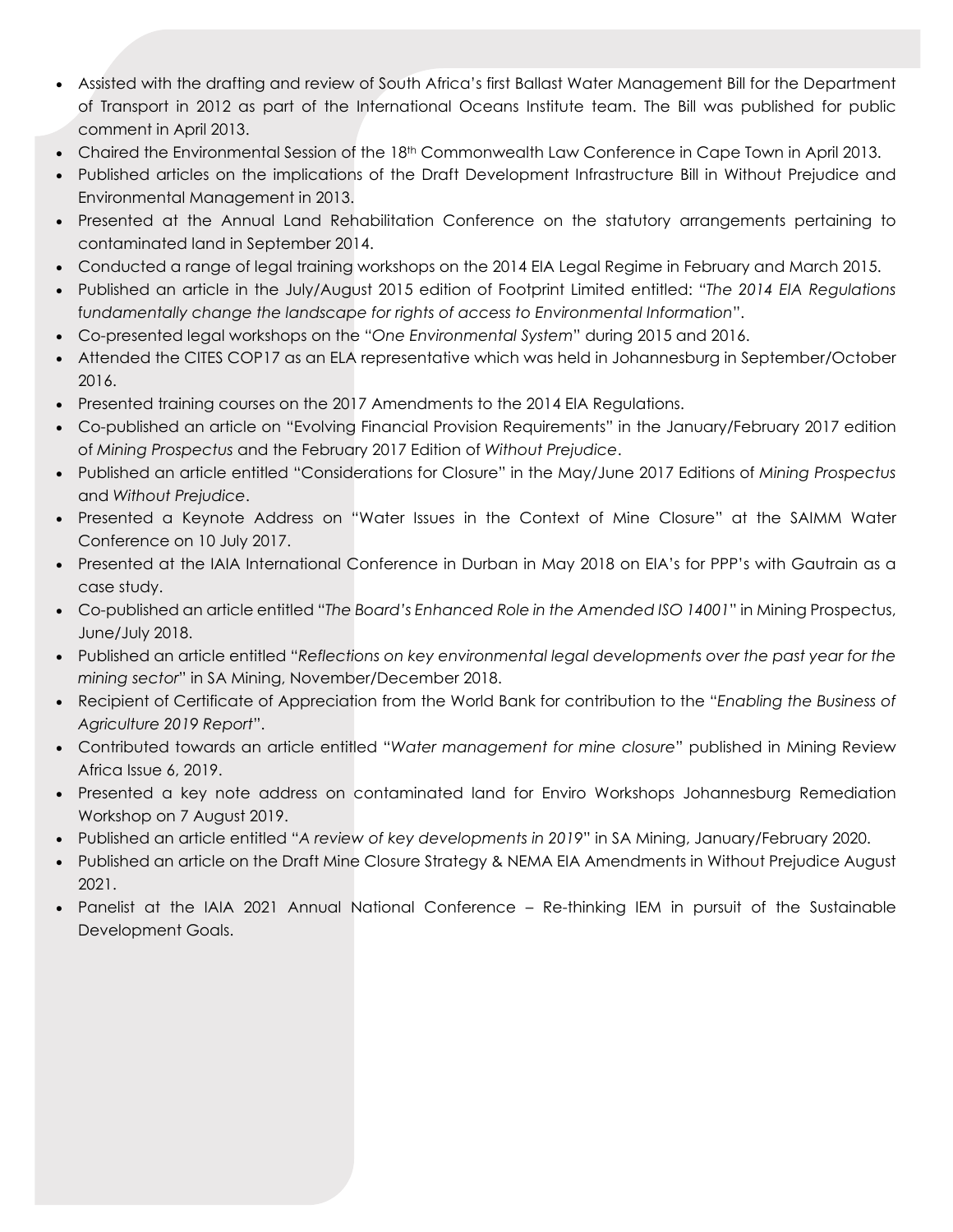- Assisted with the drafting and review of South Africa's first Ballast Water Management Bill for the Department of Transport in 2012 as part of the International Oceans Institute team. The Bill was published for public comment in April 2013.
- Chaired the Environmental Session of the 18th Commonwealth Law Conference in Cape Town in April 2013.
- Published articles on the implications of the Draft Development Infrastructure Bill in Without Prejudice and Environmental Management in 2013.
- Presented at the Annual Land Rehabilitation Conference on the statutory arrangements pertaining to contaminated land in September 2014.
- Conducted a range of legal training workshops on the 2014 EIA Legal Regime in February and March 2015.
- Published an article in the July/August 2015 edition of Footprint Limited entitled: "*The 2014 EIA Regulations fundamentally change the landscape for rights of access to Environmental Information*".
- Co-presented legal workshops on the "*One Environmental System*" during 2015 and 2016.
- Attended the CITES COP17 as an ELA representative which was held in Johannesburg in September/October 2016.
- Presented training courses on the 2017 Amendments to the 2014 EIA Regulations.
- Co-published an article on "Evolving Financial Provision Requirements" in the January/February 2017 edition of *Mining Prospectus* and the February 2017 Edition of *Without Prejudice*.
- Published an article entitled "Considerations for Closure" in the May/June 2017 Editions of *Mining Prospectus* and *Without Prejudice*.
- Presented a Keynote Address on "Water Issues in the Context of Mine Closure" at the SAIMM Water Conference on 10 July 2017.
- Presented at the IAIA International Conference in Durban in May 2018 on EIA's for PPP's with Gautrain as a case study.
- Co-published an article entitled "*The Board's Enhanced Role in the Amended ISO 14001*" in Mining Prospectus, June/July 2018.
- Published an article entitled "*Reflections on key environmental legal developments over the past year for the mining sector*" in SA Mining, November/December 2018.
- Recipient of Certificate of Appreciation from the World Bank for contribution to the "*Enabling the Business of Agriculture 2019 Report*".
- Contributed towards an article entitled "*Water management for mine closure*" published in Mining Review Africa Issue 6, 2019.
- Presented a key note address on contaminated land for Enviro Workshops Johannesburg Remediation Workshop on 7 August 2019.
- Published an article entitled "*A review of key developments in 2019*" in SA Mining, January/February 2020.
- Published an article on the Draft Mine Closure Strategy & NEMA EIA Amendments in Without Prejudice August 2021.
- Panelist at the IAIA 2021 Annual National Conference – Re-thinking IEM in pursuit of the Sustainable Development Goals.